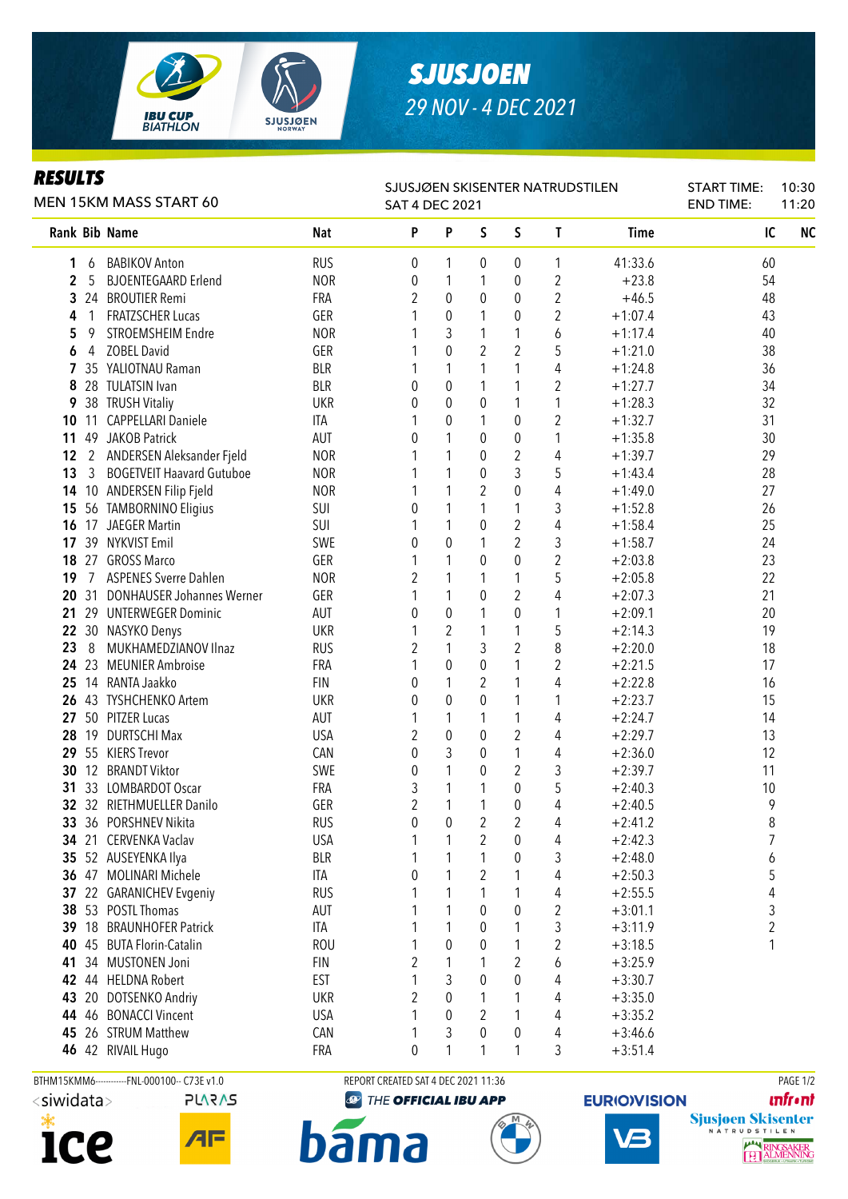# SJUSJOEN

29 NOV - 4 DEC 2021

## RESULTS

MEN 15KM MASS START 60

SJUSJØEN SKISENTER NATRUDSTILEN
SAT 4 DEC 2021

START TIME: 10:30
END TIME: 11:20

| Rank | Bib | Name | Nat | P | P | S | S | T | Time | IC | NC |
|---|---|---|---|---|---|---|---|---|---|---|---|
| 1 | 6 | BABIKOV Anton | RUS | 0 | 1 | 0 | 0 | 1 | 41:33.6 | 60 | |
| 2 | 5 | BJOENTEGAARD Erlend | NOR | 0 | 1 | 1 | 0 | 2 | +23.8 | 54 | |
| 3 | 24 | BROUTIER Remi | FRA | 2 | 0 | 0 | 0 | 2 | +46.5 | 48 | |
| 4 | 1 | FRATZSCHER Lucas | GER | 1 | 0 | 1 | 0 | 2 | +1:07.4 | 43 | |
| 5 | 9 | STROEMSHEIM Endre | NOR | 1 | 3 | 1 | 1 | 6 | +1:17.4 | 40 | |
| 6 | 4 | ZOBEL David | GER | 1 | 0 | 2 | 2 | 5 | +1:21.0 | 38 | |
| 7 | 35 | YALIOTNAU Raman | BLR | 1 | 1 | 1 | 1 | 4 | +1:24.8 | 36 | |
| 8 | 28 | TULATSIN Ivan | BLR | 0 | 0 | 1 | 1 | 2 | +1:27.7 | 34 | |
| 9 | 38 | TRUSH Vitaliy | UKR | 0 | 0 | 0 | 1 | 1 | +1:28.3 | 32 | |
| 10 | 11 | CAPPELLARI Daniele | ITA | 1 | 0 | 1 | 0 | 2 | +1:32.7 | 31 | |
| 11 | 49 | JAKOB Patrick | AUT | 0 | 1 | 0 | 0 | 1 | +1:35.8 | 30 | |
| 12 | 2 | ANDERSEN Aleksander Fjeld | NOR | 1 | 1 | 0 | 2 | 4 | +1:39.7 | 29 | |
| 13 | 3 | BOGETVEIT Haavard Gutuboe | NOR | 1 | 1 | 0 | 3 | 5 | +1:43.4 | 28 | |
| 14 | 10 | ANDERSEN Filip Fjeld | NOR | 1 | 1 | 2 | 0 | 4 | +1:49.0 | 27 | |
| 15 | 56 | TAMBORNINO Eligius | SUI | 0 | 1 | 1 | 1 | 3 | +1:52.8 | 26 | |
| 16 | 17 | JAEGER Martin | SUI | 1 | 1 | 0 | 2 | 4 | +1:58.4 | 25 | |
| 17 | 39 | NYKVIST Emil | SWE | 0 | 0 | 1 | 2 | 3 | +1:58.7 | 24 | |
| 18 | 27 | GROSS Marco | GER | 1 | 1 | 0 | 0 | 2 | +2:03.8 | 23 | |
| 19 | 7 | ASPENES Sverre Dahlen | NOR | 2 | 1 | 1 | 1 | 5 | +2:05.8 | 22 | |
| 20 | 31 | DONHAUSER Johannes Werner | GER | 1 | 1 | 0 | 2 | 4 | +2:07.3 | 21 | |
| 21 | 29 | UNTERWEGER Dominic | AUT | 0 | 0 | 1 | 0 | 1 | +2:09.1 | 20 | |
| 22 | 30 | NASYKO Denys | UKR | 1 | 2 | 1 | 1 | 5 | +2:14.3 | 19 | |
| 23 | 8 | MUKHAMEDZIANOV Ilnaz | RUS | 2 | 1 | 3 | 2 | 8 | +2:20.0 | 18 | |
| 24 | 23 | MEUNIER Ambroise | FRA | 1 | 0 | 0 | 1 | 2 | +2:21.5 | 17 | |
| 25 | 14 | RANTA Jaakko | FIN | 0 | 1 | 2 | 1 | 4 | +2:22.8 | 16 | |
| 26 | 43 | TYSHCHENKO Artem | UKR | 0 | 0 | 0 | 1 | 1 | +2:23.7 | 15 | |
| 27 | 50 | PITZER Lucas | AUT | 1 | 1 | 1 | 1 | 4 | +2:24.7 | 14 | |
| 28 | 19 | DURTSCHI Max | USA | 2 | 0 | 0 | 2 | 4 | +2:29.7 | 13 | |
| 29 | 55 | KIERS Trevor | CAN | 0 | 3 | 0 | 1 | 4 | +2:36.0 | 12 | |
| 30 | 12 | BRANDT Viktor | SWE | 0 | 1 | 0 | 2 | 3 | +2:39.7 | 11 | |
| 31 | 33 | LOMBARDOT Oscar | FRA | 3 | 1 | 1 | 0 | 5 | +2:40.3 | 10 | |
| 32 | 32 | RIETHMUELLER Danilo | GER | 2 | 1 | 1 | 0 | 4 | +2:40.5 | 9 | |
| 33 | 36 | PORSHNEV Nikita | RUS | 0 | 0 | 2 | 2 | 4 | +2:41.2 | 8 | |
| 34 | 21 | CERVENKA Vaclav | USA | 1 | 1 | 2 | 0 | 4 | +2:42.3 | 7 | |
| 35 | 52 | AUSEYENKA Ilya | BLR | 1 | 1 | 1 | 0 | 3 | +2:48.0 | 6 | |
| 36 | 47 | MOLINARI Michele | ITA | 0 | 1 | 2 | 1 | 4 | +2:50.3 | 5 | |
| 37 | 22 | GARANICHEV Evgeniy | RUS | 1 | 1 | 1 | 1 | 4 | +2:55.5 | 4 | |
| 38 | 53 | POSTL Thomas | AUT | 1 | 1 | 0 | 0 | 2 | +3:01.1 | 3 | |
| 39 | 18 | BRAUNHOFER Patrick | ITA | 1 | 1 | 0 | 1 | 3 | +3:11.9 | 2 | |
| 40 | 45 | BUTA Florin-Catalin | ROU | 1 | 0 | 0 | 1 | 2 | +3:18.5 | 1 | |
| 41 | 34 | MUSTONEN Joni | FIN | 2 | 1 | 1 | 2 | 6 | +3:25.9 | | |
| 42 | 44 | HELDNA Robert | EST | 1 | 3 | 0 | 0 | 4 | +3:30.7 | | |
| 43 | 20 | DOTSENKO Andriy | UKR | 2 | 0 | 1 | 1 | 4 | +3:35.0 | | |
| 44 | 46 | BONACCI Vincent | USA | 1 | 0 | 2 | 1 | 4 | +3:35.2 | | |
| 45 | 26 | STRUM Matthew | CAN | 1 | 3 | 0 | 0 | 4 | +3:46.6 | | |
| 46 | 42 | RIVAIL Hugo | FRA | 0 | 1 | 1 | 1 | 3 | +3:51.4 | | |

BTHM15KMM6-----------FNL-000100-- C73E v1.0

REPORT CREATED SAT 4 DEC 2021 11:36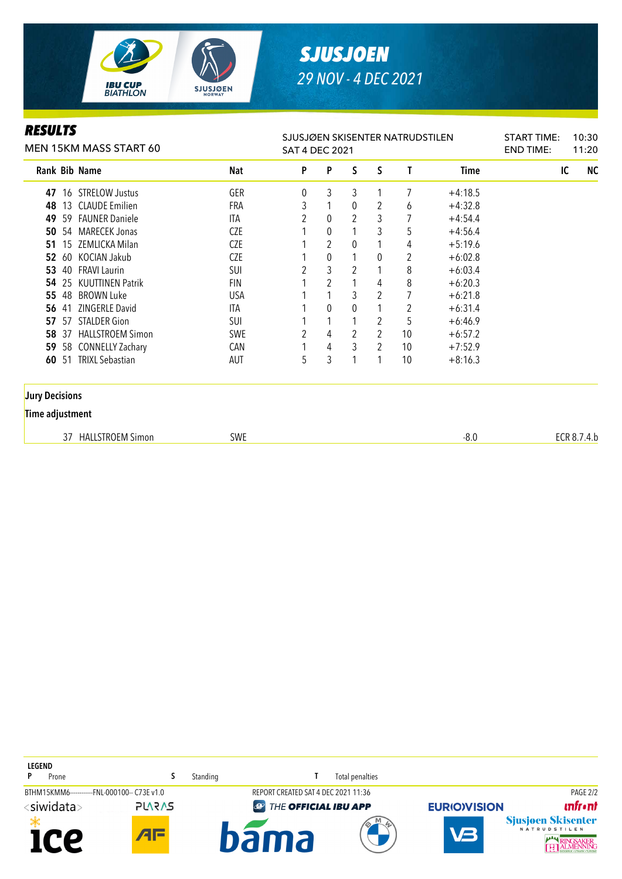# SJUSJOEN
## 29 NOV - 4 DEC 2021

## RESULTS

MEN 15KM MASS START 60

SJUSJØEN SKISENTER NATRUDSTILEN
SAT 4 DEC 2021

START TIME: 10:30
END TIME: 11:20

| Rank | Bib | Name | Nat | P | P | S | S | T | Time | IC | NC |
|---|---|---|---|---|---|---|---|---|---|---|---|
| **47** | 16 | STRELOW Justus | GER | 0 | 3 | 3 | 1 | 7 | +4:18.5 | | |
| **48** | 13 | CLAUDE Emilien | FRA | 3 | 1 | 0 | 2 | 6 | +4:32.8 | | |
| **49** | 59 | FAUNER Daniele | ITA | 2 | 0 | 2 | 3 | 7 | +4:54.4 | | |
| **50** | 54 | MARECEK Jonas | CZE | 1 | 0 | 1 | 3 | 5 | +4:56.4 | | |
| **51** | 15 | ZEMLICKA Milan | CZE | 1 | 2 | 0 | 1 | 4 | +5:19.6 | | |
| **52** | 60 | KOCIAN Jakub | CZE | 1 | 0 | 1 | 0 | 2 | +6:02.8 | | |
| **53** | 40 | FRAVI Laurin | SUI | 2 | 3 | 2 | 1 | 8 | +6:03.4 | | |
| **54** | 25 | KUUTTINEN Patrik | FIN | 1 | 2 | 1 | 4 | 8 | +6:20.3 | | |
| **55** | 48 | BROWN Luke | USA | 1 | 1 | 3 | 2 | 7 | +6:21.8 | | |
| **56** | 41 | ZINGERLE David | ITA | 1 | 0 | 0 | 1 | 2 | +6:31.4 | | |
| **57** | 57 | STALDER Gion | SUI | 1 | 1 | 1 | 2 | 5 | +6:46.9 | | |
| **58** | 37 | HALLSTROEM Simon | SWE | 2 | 4 | 2 | 2 | 10 | +6:57.2 | | |
| **59** | 58 | CONNELLY Zachary | CAN | 1 | 4 | 3 | 2 | 10 | +7:52.9 | | |
| **60** | 51 | TRIXL Sebastian | AUT | 5 | 3 | 1 | 1 | 10 | +8:16.3 | | |

### Jury Decisions

**Time adjustment**

| | | | | |
|---|---|---|---|---|
| 37 | HALLSTROEM Simon | SWE | -8.0 | ECR 8.7.4.b |

LEGEND
P Prone    S Standing    T Total penalties

BTHM15KMM6-----------FNL-000100-- C73E v1.0    REPORT CREATED SAT 4 DEC 2021 11:36